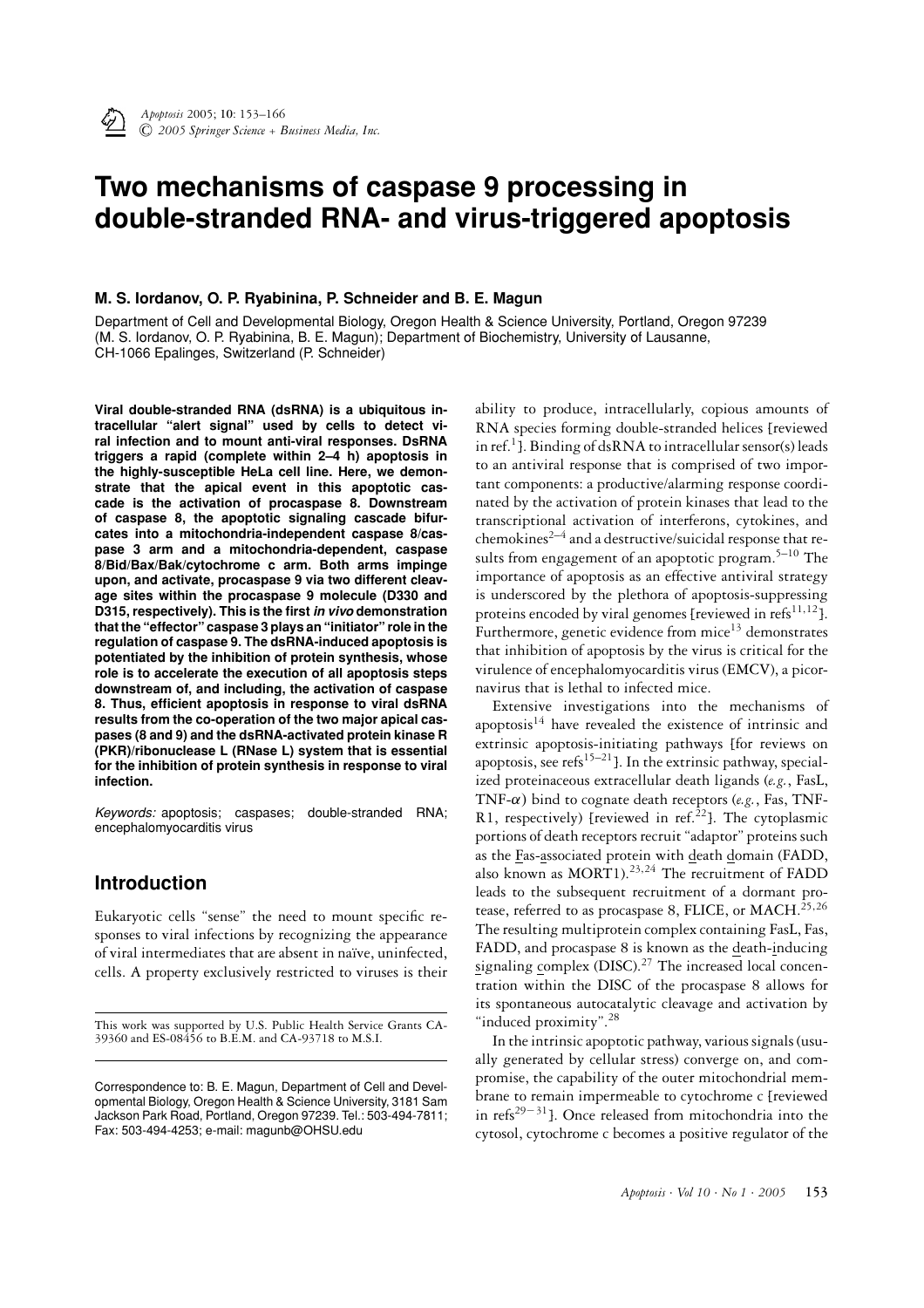# Two mechanisms of caspase 9 processing in double-stranded RNA- and virus-triggered apoptosis

**M. S. Iordanov, O. P. Ryabinina, P. Schneider and B. E. Magun**

Department of Cell and Developmental Biology, Oregon Health & Science University, Portland, Oregon 97239 (M. S. Iordanov, O. P. Ryabinina, B. E. Magun); Department of Biochemistry, University of Lausanne, CH-1066 Epalinges, Switzerland (P. Schneider)

**Viral double-stranded RNA (dsRNA) is a ubiquitous intracellular "alert signal" used by cells to detect viral infection and to mount anti-viral responses. DsRNA triggers a rapid (complete within 2–4 h) apoptosis in the highly-susceptible HeLa cell line. Here, we demonstrate that the apical event in this apoptotic cascade is the activation of procaspase 8. Downstream of caspase 8, the apoptotic signaling cascade bifurcates into a mitochondria-independent caspase 8/caspase 3 arm and a mitochondria-dependent, caspase 8/Bid/Bax/Bak/cytochrome c arm. Both arms impinge upon, and activate, procaspase 9 via two different cleavage sites within the procaspase 9 molecule (D330 and D315, respectively). This is the first *in vivo* demonstration that the "effector" caspase 3 plays an "initiator" role in the regulation of caspase 9. The dsRNA-induced apoptosis is potentiated by the inhibition of protein synthesis, whose role is to accelerate the execution of all apoptosis steps downstream of, and including, the activation of caspase 8. Thus, efficient apoptosis in response to viral dsRNA results from the co-operation of the two major apical caspases (8 and 9) and the dsRNA-activated protein kinase R (PKR)/ribonuclease L (RNase L) system that is essential for the inhibition of protein synthesis in response to viral infection.**

*Keywords:* apoptosis; caspases; double-stranded RNA; encephalomyocarditis virus

This work was supported by U.S. Public Health Service Grants CA-39360 and ES-08456 to B.E.M. and CA-93718 to M.S.I.

Correspondence to: B. E. Magun, Department of Cell and Developmental Biology, Oregon Health & Science University, 3181 Sam Jackson Park Road, Portland, Oregon 97239. Tel.: 503-494-7811; Fax: 503-494-4253; e-mail: magunb@OHSU.edu

## Introduction

Eukaryotic cells "sense" the need to mount specific responses to viral infections by recognizing the appearance of viral intermediates that are absent in naïve, uninfected, cells. A property exclusively restricted to viruses is their ability to produce, intracellularly, copious amounts of RNA species forming double-stranded helices [reviewed in ref.[1]]. Binding of dsRNA to intracellular sensor(s) leads to an antiviral response that is comprised of two important components: a productive/alarming response coordinated by the activation of protein kinases that lead to the transcriptional activation of interferons, cytokines, and chemokines[2–4] and a destructive/suicidal response that results from engagement of an apoptotic program.[5–10] The importance of apoptosis as an effective antiviral strategy is underscored by the plethora of apoptosis-suppressing proteins encoded by viral genomes [reviewed in refs[11,12]]. Furthermore, genetic evidence from mice[13] demonstrates that inhibition of apoptosis by the virus is critical for the virulence of encephalomyocarditis virus (EMCV), a picornavirus that is lethal to infected mice.

Extensive investigations into the mechanisms of apoptosis[14] have revealed the existence of intrinsic and extrinsic apoptosis-initiating pathways [for reviews on apoptosis, see refs[15–21]]. In the extrinsic pathway, specialized proteinaceous extracellular death ligands (*e.g.*, FasL, TNF-$\alpha$) bind to cognate death receptors (*e.g.*, Fas, TNF-R1, respectively) [reviewed in ref.[22]]. The cytoplasmic portions of death receptors recruit "adaptor" proteins such as the Fas-associated protein with death domain (FADD, also known as MORT1).[23,24] The recruitment of FADD leads to the subsequent recruitment of a dormant protease, referred to as procaspase 8, FLICE, or MACH.[25,26] The resulting multiprotein complex containing FasL, Fas, FADD, and procaspase 8 is known as the death-inducing signaling complex (DISC).[27] The increased local concentration within the DISC of the procaspase 8 allows for its spontaneous autocatalytic cleavage and activation by "induced proximity".[28]

In the intrinsic apoptotic pathway, various signals (usually generated by cellular stress) converge on, and compromise, the capability of the outer mitochondrial membrane to remain impermeable to cytochrome c [reviewed in refs[29–31]]. Once released from mitochondria into the cytosol, cytochrome c becomes a positive regulator of the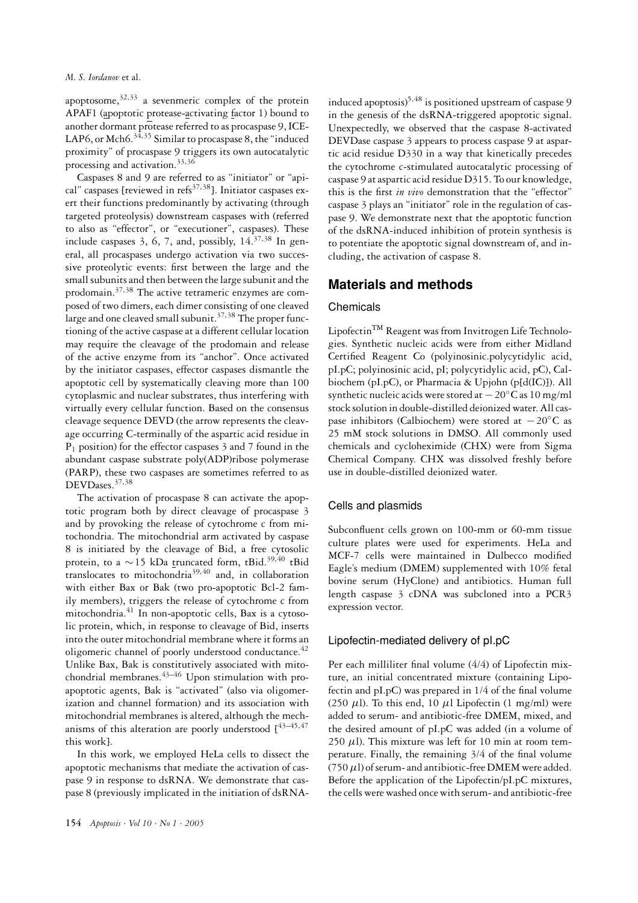apoptosome,[32,33] a sevenmeric complex of the protein APAF1 (apoptotic protease-activating factor 1) bound to another dormant protease referred to as procaspase 9, ICE-LAP6, or Mch6.[34,35] Similar to procaspase 8, the "induced proximity" of procaspase 9 triggers its own autocatalytic processing and activation.[33,36]

Caspases 8 and 9 are referred to as "initiator" or "apical" caspases [reviewed in refs[37,38]]. Initiator caspases exert their functions predominantly by activating (through targeted proteolysis) downstream caspases with (referred to also as "effector", or "executioner", caspases). These include caspases 3, 6, 7, and, possibly, 14.[37,38] In general, all procaspases undergo activation via two successive proteolytic events: first between the large and the small subunits and then between the large subunit and the prodomain.[37,38] The active tetrameric enzymes are composed of two dimers, each dimer consisting of one cleaved large and one cleaved small subunit.[37,38] The proper functioning of the active caspase at a different cellular location may require the cleavage of the prodomain and release of the active enzyme from its "anchor". Once activated by the initiator caspases, effector caspases dismantle the apoptotic cell by systematically cleaving more than 100 cytoplasmic and nuclear substrates, thus interfering with virtually every cellular function. Based on the consensus cleavage sequence DEVD (the arrow represents the cleavage occurring C-terminally of the aspartic acid residue in $P_1$ position) for the effector caspases 3 and 7 found in the abundant caspase substrate poly(ADP)ribose polymerase (PARP), these two caspases are sometimes referred to as DEVDases.[37,38]

The activation of procaspase 8 can activate the apoptotic program both by direct cleavage of procaspase 3 and by provoking the release of cytochrome c from mitochondria. The mitochondrial arm activated by caspase 8 is initiated by the cleavage of Bid, a free cytosolic protein, to a ∼15 kDa truncated form, tBid.[39,40] tBid translocates to mitochondria[39,40] and, in collaboration with either Bax or Bak (two pro-apoptotic Bcl-2 family members), triggers the release of cytochrome c from mitochondria.[41] In non-apoptotic cells, Bax is a cytosolic protein, which, in response to cleavage of Bid, inserts into the outer mitochondrial membrane where it forms an oligomeric channel of poorly understood conductance.[42] Unlike Bax, Bak is constitutively associated with mitochondrial membranes.[43–46] Upon stimulation with pro-apoptotic agents, Bak is "activated" (also via oligomerization and channel formation) and its association with mitochondrial membranes is altered, although the mechanisms of this alteration are poorly understood [[43–45,47] this work].

In this work, we employed HeLa cells to dissect the apoptotic mechanisms that mediate the activation of caspase 9 in response to dsRNA. We demonstrate that caspase 8 (previously implicated in the initiation of dsRNA-induced apoptosis)[5,48] is positioned upstream of caspase 9 in the genesis of the dsRNA-triggered apoptotic signal. Unexpectedly, we observed that the caspase 8-activated DEVDase caspase 3 appears to process caspase 9 at aspartic acid residue D330 in a way that kinetically precedes the cytochrome c-stimulated autocatalytic processing of caspase 9 at aspartic acid residue D315. To our knowledge, this is the first *in vivo* demonstration that the "effector" caspase 3 plays an "initiator" role in the regulation of caspase 9. We demonstrate next that the apoptotic function of the dsRNA-induced inhibition of protein synthesis is to potentiate the apoptotic signal downstream of, and including, the activation of caspase 8.

## Materials and methods

### Chemicals

Lipofectin[TM] Reagent was from Invitrogen Life Technologies. Synthetic nucleic acids were from either Midland Certified Reagent Co (polyinosinic.polycytidylic acid, pI.pC; polyinosinic acid, pI; polycytidylic acid, pC), Calbiochem (pI.pC), or Pharmacia & Upjohn (p[d(IC)]). All synthetic nucleic acids were stored at $-20^\circ$C as 10 mg/ml stock solution in double-distilled deionized water. All caspase inhibitors (Calbiochem) were stored at $-20^\circ$C as 25 mM stock solutions in DMSO. All commonly used chemicals and cycloheximide (CHX) were from Sigma Chemical Company. CHX was dissolved freshly before use in double-distilled deionized water.

### Cells and plasmids

Subconfluent cells grown on 100-mm or 60-mm tissue culture plates were used for experiments. HeLa and MCF-7 cells were maintained in Dulbecco modified Eagle's medium (DMEM) supplemented with 10% fetal bovine serum (HyClone) and antibiotics. Human full length caspase 3 cDNA was subcloned into a PCR3 expression vector.

### Lipofectin-mediated delivery of pI.pC

Per each milliliter final volume (4/4) of Lipofectin mixture, an initial concentrated mixture (containing Lipofectin and pI.pC) was prepared in 1/4 of the final volume (250 $\mu$l). To this end, 10 $\mu$l Lipofectin (1 mg/ml) were added to serum- and antibiotic-free DMEM, mixed, and the desired amount of pI.pC was added (in a volume of 250 $\mu$l). This mixture was left for 10 min at room temperature. Finally, the remaining 3/4 of the final volume (750 $\mu$l) of serum- and antibiotic-free DMEM were added. Before the application of the Lipofectin/pI.pC mixtures, the cells were washed once with serum- and antibiotic-free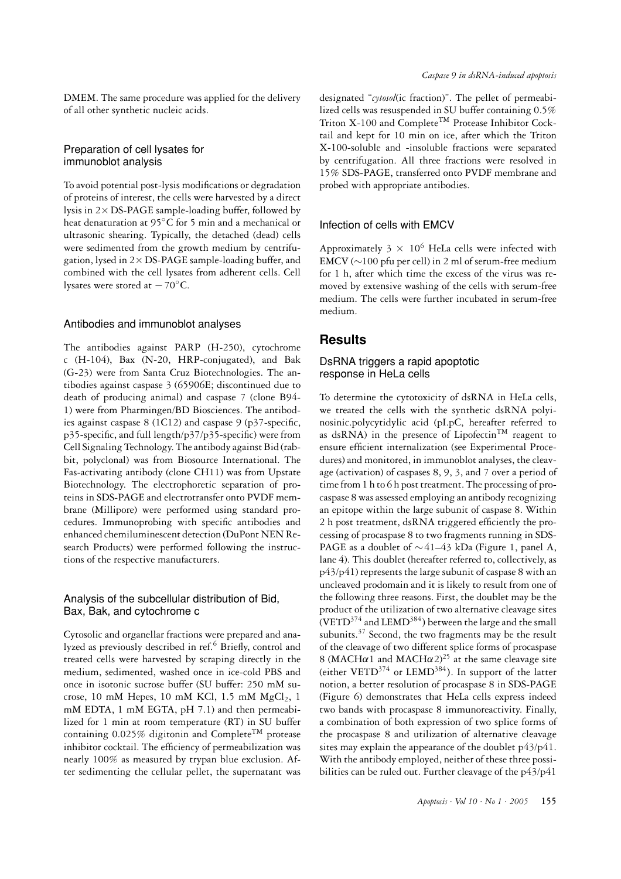DMEM. The same procedure was applied for the delivery of all other synthetic nucleic acids.

### Preparation of cell lysates for immunoblot analysis

To avoid potential post-lysis modifications or degradation of proteins of interest, the cells were harvested by a direct lysis in 2× DS-PAGE sample-loading buffer, followed by heat denaturation at 95°C for 5 min and a mechanical or ultrasonic shearing. Typically, the detached (dead) cells were sedimented from the growth medium by centrifugation, lysed in 2× DS-PAGE sample-loading buffer, and combined with the cell lysates from adherent cells. Cell lysates were stored at −70°C.

### Antibodies and immunoblot analyses

The antibodies against PARP (H-250), cytochrome c (H-104), Bax (N-20, HRP-conjugated), and Bak (G-23) were from Santa Cruz Biotechnologies. The antibodies against caspase 3 (65906E; discontinued due to death of producing animal) and caspase 7 (clone B94-1) were from Pharmingen/BD Biosciences. The antibodies against caspase 8 (1C12) and caspase 9 (p37-specific, p35-specific, and full length/p37/p35-specific) were from Cell Signaling Technology. The antibody against Bid (rabbit, polyclonal) was from Biosource International. The Fas-activating antibody (clone CH11) was from Upstate Biotechnology. The electrophoretic separation of proteins in SDS-PAGE and electrotransfer onto PVDF membrane (Millipore) were performed using standard procedures. Immunoprobing with specific antibodies and enhanced chemiluminescent detection (DuPont NEN Research Products) were performed following the instructions of the respective manufacturers.

### Analysis of the subcellular distribution of Bid, Bax, Bak, and cytochrome c

Cytosolic and organellar fractions were prepared and analyzed as previously described in ref.[6] Briefly, control and treated cells were harvested by scraping directly in the medium, sedimented, washed once in ice-cold PBS and once in isotonic sucrose buffer (SU buffer: 250 mM sucrose, 10 mM Hepes, 10 mM KCl, 1.5 mM $MgCl_2$, 1 mM EDTA, 1 mM EGTA, pH 7.1) and then permeabilized for 1 min at room temperature (RT) in SU buffer containing 0.025% digitonin and Complete™ protease inhibitor cocktail. The efficiency of permeabilization was nearly 100% as measured by trypan blue exclusion. After sedimenting the cellular pellet, the supernatant was designated "*cytosol*(ic fraction)". The pellet of permeabilized cells was resuspended in SU buffer containing 0.5% Triton X-100 and Complete™ Protease Inhibitor Cocktail and kept for 10 min on ice, after which the Triton X-100-soluble and -insoluble fractions were separated by centrifugation. All three fractions were resolved in 15% SDS-PAGE, transferred onto PVDF membrane and probed with appropriate antibodies.

### Infection of cells with EMCV

Approximately $3 \times 10^6$ HeLa cells were infected with EMCV (∼100 pfu per cell) in 2 ml of serum-free medium for 1 h, after which time the excess of the virus was removed by extensive washing of the cells with serum-free medium. The cells were further incubated in serum-free medium.

## Results

### DsRNA triggers a rapid apoptotic response in HeLa cells

To determine the cytotoxicity of dsRNA in HeLa cells, we treated the cells with the synthetic dsRNA polyinosinic.polycytidylic acid (pI.pC, hereafter referred to as dsRNA) in the presence of Lipofectin™ reagent to ensure efficient internalization (see Experimental Procedures) and monitored, in immunoblot analyses, the cleavage (activation) of caspases 8, 9, 3, and 7 over a period of time from 1 h to 6 h post treatment. The processing of procaspase 8 was assessed employing an antibody recognizing an epitope within the large subunit of caspase 8. Within 2 h post treatment, dsRNA triggered efficiently the processing of procaspase 8 to two fragments running in SDS-PAGE as a doublet of ∼41–43 kDa (Figure 1, panel A, lane 4). This doublet (hereafter referred to, collectively, as p43/p41) represents the large subunit of caspase 8 with an uncleaved prodomain and it is likely to result from one of the following three reasons. First, the doublet may be the product of the utilization of two alternative cleavage sites (VETD[374] and LEMD[384]) between the large and the small subunits.[37] Second, the two fragments may be the result of the cleavage of two different splice forms of procaspase 8 (MACH$\alpha$1 and MACH$\alpha$2)[25] at the same cleavage site (either VETD[374] or LEMD[384]). In support of the latter notion, a better resolution of procaspase 8 in SDS-PAGE (Figure 6) demonstrates that HeLa cells express indeed two bands with procaspase 8 immunoreactivity. Finally, a combination of both expression of two splice forms of the procaspase 8 and utilization of alternative cleavage sites may explain the appearance of the doublet p43/p41. With the antibody employed, neither of these three possibilities can be ruled out. Further cleavage of the p43/p41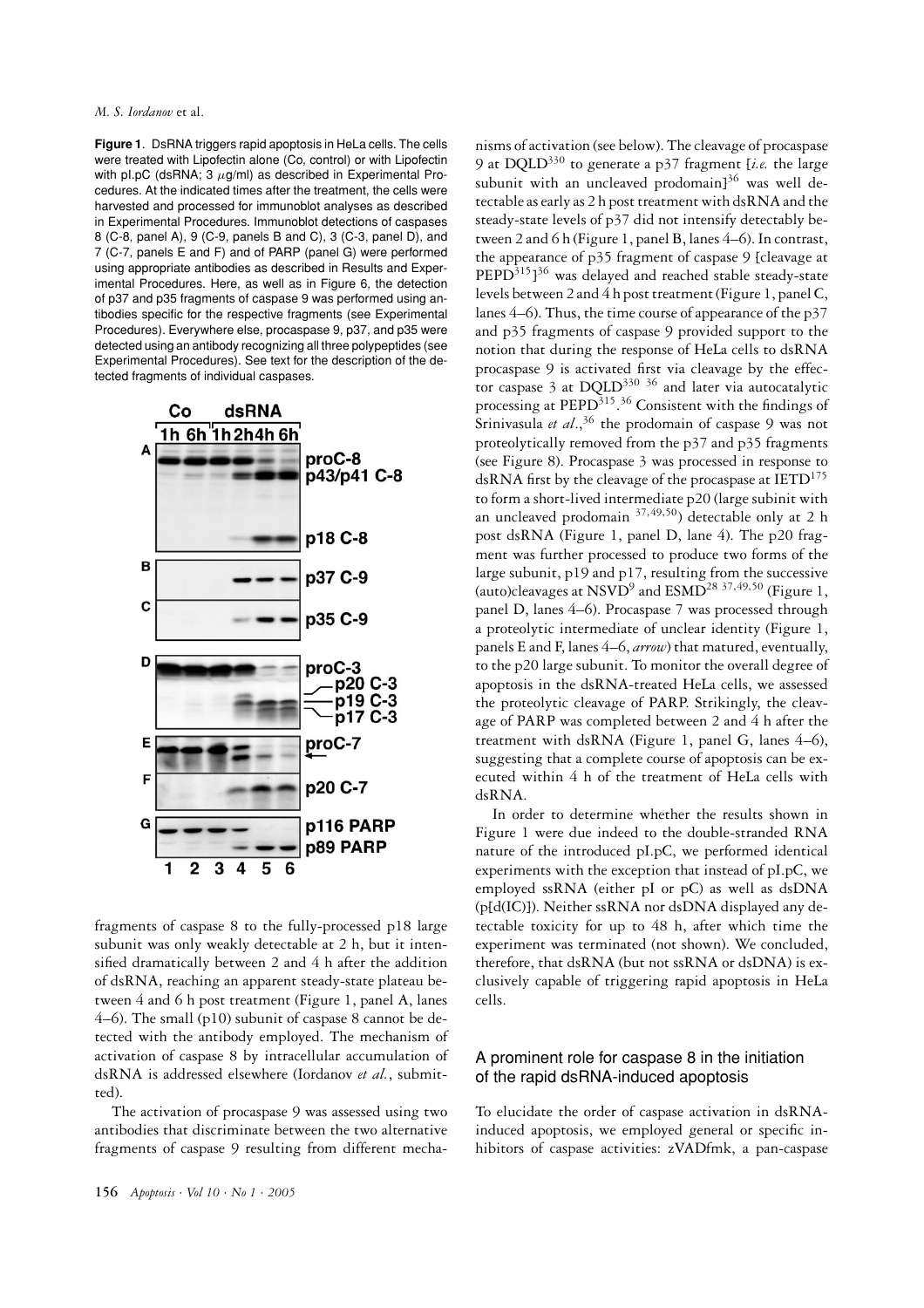**Figure 1**. DsRNA triggers rapid apoptosis in HeLa cells. The cells were treated with Lipofectin alone (Co, control) or with Lipofectin with pI.pC (dsRNA; 3 $\mu$g/ml) as described in Experimental Procedures. At the indicated times after the treatment, the cells were harvested and processed for immunoblot analyses as described in Experimental Procedures. Immunoblot detections of caspases 8 (C-8, panel A), 9 (C-9, panels B and C), 3 (C-3, panel D), and 7 (C-7, panels E and F) and of PARP (panel G) were performed using appropriate antibodies as described in Results and Experimental Procedures. Here, as well as in Figure 6, the detection of p37 and p35 fragments of caspase 9 was performed using antibodies specific for the respective fragments (see Experimental Procedures). Everywhere else, procaspase 9, p37, and p35 were detected using an antibody recognizing all three polypeptides (see Experimental Procedures). See text for the description of the detected fragments of individual caspases.

Co dsRNA
1h 6h 1h 2h 4h 6h
A proC-8
p43/p41 C-8
p18 C-8
B p37 C-9
C p35 C-9
D proC-3
p20 C-3
p19 C-3
p17 C-3
E proC-7
F p20 C-7
G p116 PARP
p89 PARP
1 2 3 4 5 6

fragments of caspase 8 to the fully-processed p18 large subunit was only weakly detectable at 2 h, but it intensified dramatically between 2 and 4 h after the addition of dsRNA, reaching an apparent steady-state plateau between 4 and 6 h post treatment (Figure 1, panel A, lanes 4–6). The small (p10) subunit of caspase 8 cannot be detected with the antibody employed. The mechanism of activation of caspase 8 by intracellular accumulation of dsRNA is addressed elsewhere (Iordanov *et al.*, submitted).

The activation of procaspase 9 was assessed using two antibodies that discriminate between the two alternative fragments of caspase 9 resulting from different mechanisms of activation (see below). The cleavage of procaspase 9 at DQLD[330] to generate a p37 fragment [*i.e.* the large subunit with an uncleaved prodomain][36] was well detectable as early as 2 h post treatment with dsRNA and the steady-state levels of p37 did not intensify detectably between 2 and 6 h (Figure 1, panel B, lanes 4–6). In contrast, the appearance of p35 fragment of caspase 9 [cleavage at PEPD[315]][36] was delayed and reached stable steady-state levels between 2 and 4 h post treatment (Figure 1, panel C, lanes 4–6). Thus, the time course of appearance of the p37 and p35 fragments of caspase 9 provided support to the notion that during the response of HeLa cells to dsRNA procaspase 9 is activated first via cleavage by the effector caspase 3 at DQLD[330 36] and later via autocatalytic processing at PEPD[315].[36] Consistent with the findings of Srinivasula *et al.*,[36] the prodomain of caspase 9 was not proteolytically removed from the p37 and p35 fragments (see Figure 8). Procaspase 3 was processed in response to dsRNA first by the cleavage of the procaspase at IETD[175] to form a short-lived intermediate p20 (large subinit with an uncleaved prodomain [37,49,50]) detectable only at 2 h post dsRNA (Figure 1, panel D, lane 4). The p20 fragment was further processed to produce two forms of the large subunit, p19 and p17, resulting from the successive (auto)cleavages at NSVD[9] and ESMD[28 37,49,50] (Figure 1, panel D, lanes 4–6). Procaspase 7 was processed through a proteolytic intermediate of unclear identity (Figure 1, panels E and F, lanes 4–6, *arrow*) that matured, eventually, to the p20 large subunit. To monitor the overall degree of apoptosis in the dsRNA-treated HeLa cells, we assessed the proteolytic cleavage of PARP. Strikingly, the cleavage of PARP was completed between 2 and 4 h after the treatment with dsRNA (Figure 1, panel G, lanes 4–6), suggesting that a complete course of apoptosis can be executed within 4 h of the treatment of HeLa cells with dsRNA.

In order to determine whether the results shown in Figure 1 were due indeed to the double-stranded RNA nature of the introduced pI.pC, we performed identical experiments with the exception that instead of pI.pC, we employed ssRNA (either pI or pC) as well as dsDNA (p[d(IC)]). Neither ssRNA nor dsDNA displayed any detectable toxicity for up to 48 h, after which time the experiment was terminated (not shown). We concluded, therefore, that dsRNA (but not ssRNA or dsDNA) is exclusively capable of triggering rapid apoptosis in HeLa cells.

## A prominent role for caspase 8 in the initiation of the rapid dsRNA-induced apoptosis

To elucidate the order of caspase activation in dsRNA-induced apoptosis, we employed general or specific inhibitors of caspase activities: zVADfmk, a pan-caspase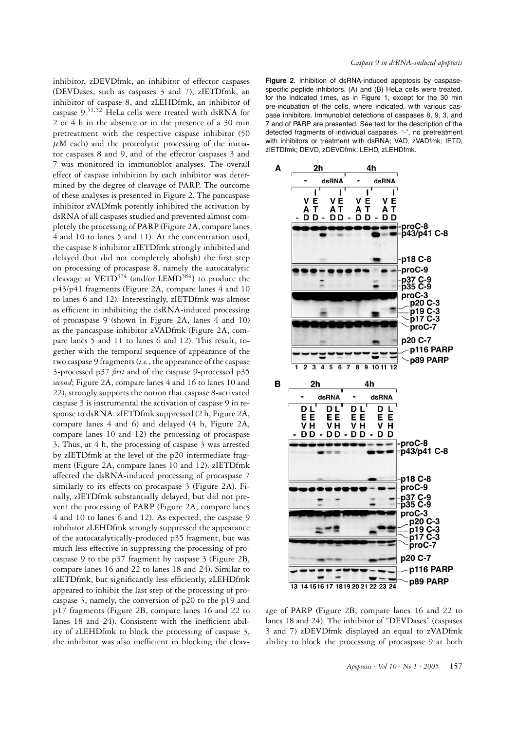inhibitor, zDEVDfmk, an inhibitor of effector caspases (DEVDases, such as caspases 3 and 7), zIETDfmk, an inhibitor of caspase 8, and zLEHDfmk, an inhibitor of caspase 9.[51,52] HeLa cells were treated with dsRNA for 2 or 4 h in the absence or in the presence of a 30 min pretreatment with the respective caspase inhibitor (50 $\mu$M each) and the proteolytic processing of the initiator caspases 8 and 9, and of the effector caspases 3 and 7 was monitored in immunoblot analyses. The overall effect of caspase inhibition by each inhibitor was determined by the degree of cleavage of PARP. The outcome of these analyses is presented in Figure 2. The pancaspase inhibitor zVADfmk potently inhibited the activation by dsRNA of all caspases studied and prevented almost completely the processing of PARP (Figure 2A, compare lanes 4 and 10 to lanes 5 and 11). At the concentration used, the caspase 8 inhibitor zIETDfmk strongly inhibited and delayed (but did not completely abolish) the first step on processing of procaspase 8, namely the autocatalytic cleavage at VETD[374] (and/or LEMD[384]) to produce the p43/p41 fragments (Figure 2A, compare lanes 4 and 10 to lanes 6 and 12). Interestingly, zIETDfmk was almost as efficient in inhibiting the dsRNA-induced processing of procaspase 9 (shown in Figure 2A, lanes 4 and 10) as the pancaspase inhibitor zVADfmk (Figure 2A, compare lanes 5 and 11 to lanes 6 and 12). This result, together with the temporal sequence of appearance of the two caspase 9 fragments (*i.e.*, the appearance of the caspase 3-processed p37 *first* and of the caspase 9-processed p35 *second*; Figure 2A, compare lanes 4 and 16 to lanes 10 and 22), strongly supports the notion that caspase 8-activated caspase 3 is instrumental the activation of caspase 9 in response to dsRNA. zIETDfmk suppressed (2 h, Figure 2A, compare lanes 4 and 6) and delayed (4 h, Figure 2A, compare lanes 10 and 12) the processing of procaspase 3. Thus, at 4 h, the processing of caspase 3 was arrested by zIETDfmk at the level of the p20 intermediate fragment (Figure 2A, compare lanes 10 and 12). zIETDfmk affected the dsRNA-induced processing of procaspase 7 similarly to its effects on procaspase 3 (Figure 2A). Finally, zIETDfmk substantially delayed, but did not prevent the processing of PARP (Figure 2A, compare lanes 4 and 10 to lanes 6 and 12). As expected, the caspase 9 inhibitor zLEHDfmk strongly suppressed the appearance of the autocatalytically-produced p35 fragment, but was much less effective in suppressing the processing of procaspase 9 to the p37 fragment by caspase 3 (Figure 2B, compare lanes 16 and 22 to lanes 18 and 24). Similar to zIETDfmk, but significantly less efficiently, zLEHDfmk appeared to inhibit the last step of the processing of procaspase 3, namely, the conversion of p20 to the p19 and p17 fragments (Figure 2B, compare lanes 16 and 22 to lanes 18 and 24). Consistent with the inefficient ability of zLEHDfmk to block the processing of caspase 3, the inhibitor was also inefficient in blocking the cleavage of PARP (Figure 2B, compare lanes 16 and 22 to lanes 18 and 24). The inhibitor of "DEVDases" (caspases 3 and 7) zDEVDfmk displayed an equal to zVADfmk ability to block the processing of procaspase 9 at both

**Figure 2**. Inhibition of dsRNA-induced apoptosis by caspase-specific peptide inhibitors. (A) and (B) HeLa cells were treated, for the indicated times, as in Figure 1, except for the 30 min pre-incubation of the cells, where indicated, with various caspase inhibitors. Immunoblot detections of caspases 8, 9, 3, and 7 and of PARP are presented. See text for the description of the detected fragments of individual caspases. "-", no pretreatment with inhibitors or treatment with dsRNA; VAD, zVADfmk; IETD, zIETDfmk; DEVD, zDEVDfmk; LEHD, zLEHDfmk.

A
2h 4h
- dsRNA - dsRNA
- VAD IETD - VAD IETD - VAD IETD - VAD IETD
proC-8
p43/p41 C-8
p18 C-8
proC-9
p37 C-9
p35 C-9
proC-3
p20 C-3
p19 C-3
p17 C-3
proC-7
p20 C-7
p116 PARP
p89 PARP
1 2 3 4 5 6 7 8 9 10 11 12

B
2h 4h
- dsRNA - dsRNA
- DEVD LEHD - DEVD LEHD - DEVD LEHD - DEVD LEHD
proC-8
p43/p41 C-8
p18 C-8
proC-9
p37 C-9
p35 C-9
proC-3
p20 C-3
p19 C-3
p17 C-3
proC-7
p20 C-7
p116 PARP
p89 PARP
13 14 15 16 17 18 19 20 21 22 23 24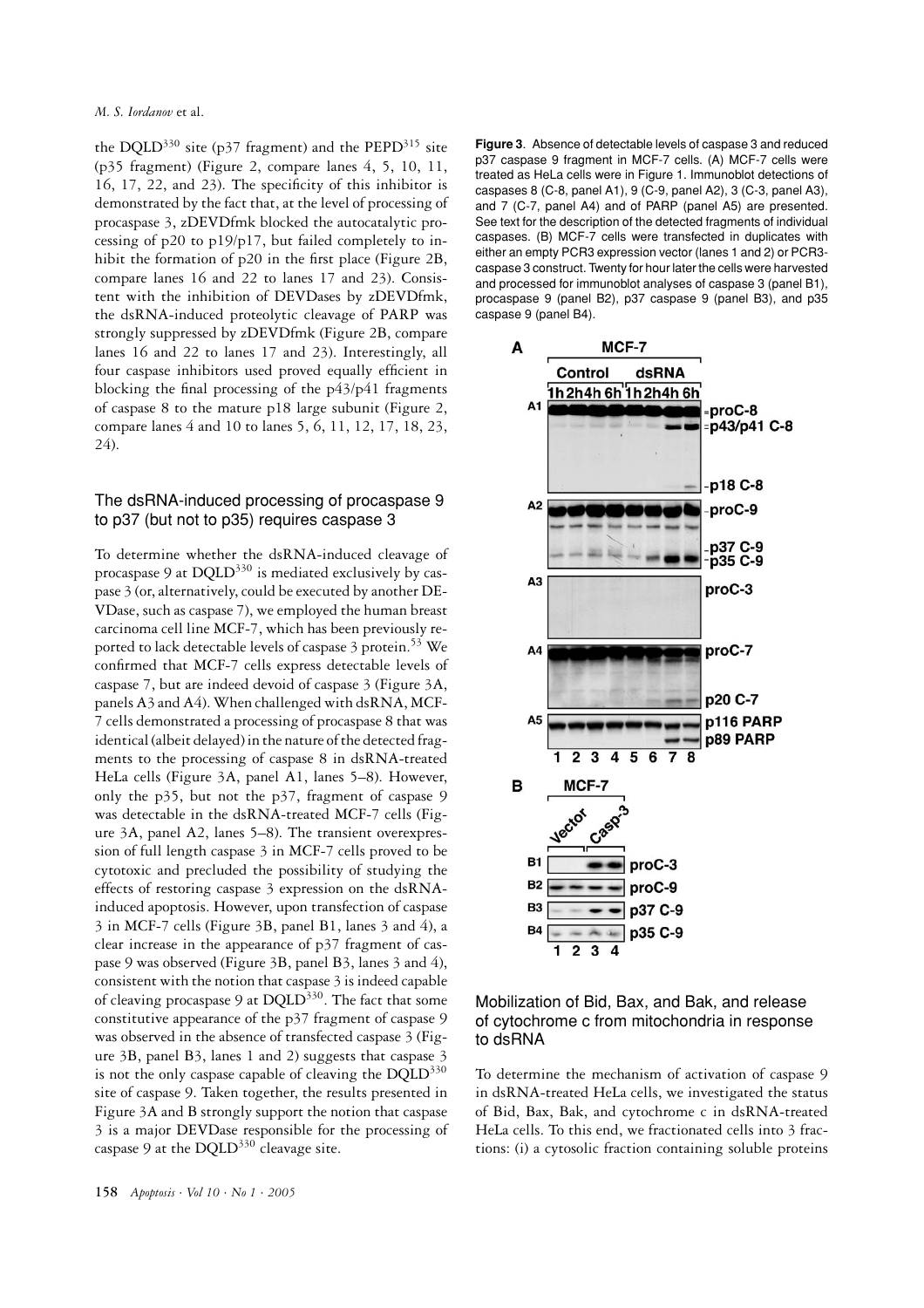the DQLD[330] site (p37 fragment) and the PEPD[315] site (p35 fragment) (Figure 2, compare lanes 4, 5, 10, 11, 16, 17, 22, and 23). The specificity of this inhibitor is demonstrated by the fact that, at the level of processing of procaspase 3, zDEVDfmk blocked the autocatalytic processing of p20 to p19/p17, but failed completely to inhibit the formation of p20 in the first place (Figure 2B, compare lanes 16 and 22 to lanes 17 and 23). Consistent with the inhibition of DEVDases by zDEVDfmk, the dsRNA-induced proteolytic cleavage of PARP was strongly suppressed by zDEVDfmk (Figure 2B, compare lanes 16 and 22 to lanes 17 and 23). Interestingly, all four caspase inhibitors used proved equally efficient in blocking the final processing of the p43/p41 fragments of caspase 8 to the mature p18 large subunit (Figure 2, compare lanes 4 and 10 to lanes 5, 6, 11, 12, 17, 18, 23, 24).

## The dsRNA-induced processing of procaspase 9 to p37 (but not to p35) requires caspase 3

To determine whether the dsRNA-induced cleavage of procaspase 9 at DQLD[330] is mediated exclusively by caspase 3 (or, alternatively, could be executed by another DEVDase, such as caspase 7), we employed the human breast carcinoma cell line MCF-7, which has been previously reported to lack detectable levels of caspase 3 protein.[53] We confirmed that MCF-7 cells express detectable levels of caspase 7, but are indeed devoid of caspase 3 (Figure 3A, panels A3 and A4). When challenged with dsRNA, MCF-7 cells demonstrated a processing of procaspase 8 that was identical (albeit delayed) in the nature of the detected fragments to the processing of caspase 8 in dsRNA-treated HeLa cells (Figure 3A, panel A1, lanes 5–8). However, only the p35, but not the p37, fragment of caspase 9 was detectable in the dsRNA-treated MCF-7 cells (Figure 3A, panel A2, lanes 5–8). The transient overexpression of full length caspase 3 in MCF-7 cells proved to be cytotoxic and precluded the possibility of studying the effects of restoring caspase 3 expression on the dsRNA-induced apoptosis. However, upon transfection of caspase 3 in MCF-7 cells (Figure 3B, panel B1, lanes 3 and 4), a clear increase in the appearance of p37 fragment of caspase 9 was observed (Figure 3B, panel B3, lanes 3 and 4), consistent with the notion that caspase 3 is indeed capable of cleaving procaspase 9 at DQLD[330]. The fact that some constitutive appearance of the p37 fragment of caspase 9 was observed in the absence of transfected caspase 3 (Figure 3B, panel B3, lanes 1 and 2) suggests that caspase 3 is not the only caspase capable of cleaving the DQLD[330] site of caspase 9. Taken together, the results presented in Figure 3A and B strongly support the notion that caspase 3 is a major DEVDase responsible for the processing of caspase 9 at the DQLD[330] cleavage site.

**Figure 3**. Absence of detectable levels of caspase 3 and reduced p37 caspase 9 fragment in MCF-7 cells. (A) MCF-7 cells were treated as HeLa cells were in Figure 1. Immunoblot detections of caspases 8 (C-8, panel A1), 9 (C-9, panel A2), 3 (C-3, panel A3), and 7 (C-7, panel A4) and of PARP (panel A5) are presented. See text for the description of the detected fragments of individual caspases. (B) MCF-7 cells were transfected in duplicates with either an empty PCR3 expression vector (lanes 1 and 2) or PCR3-caspase 3 construct. Twenty for hour later the cells were harvested and processed for immunoblot analyses of caspase 3 (panel B1), procaspase 9 (panel B2), p37 caspase 9 (panel B3), and p35 caspase 9 (panel B4).

A
MCF-7
Control dsRNA
1h 2h 4h 6h 1h 2h 4h 6h
A1 proC-8
p43/p41 C-8
p18 C-8
A2 proC-9
p37 C-9
p35 C-9
A3 proC-3
A4 proC-7
p20 C-7
A5 p116 PARP
p89 PARP
1 2 3 4 5 6 7 8

B
MCF-7
Vector Casp-3
B1 proC-3
B2 proC-9
B3 p37 C-9
B4 p35 C-9
1 2 3 4

## Mobilization of Bid, Bax, and Bak, and release of cytochrome c from mitochondria in response to dsRNA

To determine the mechanism of activation of caspase 9 in dsRNA-treated HeLa cells, we investigated the status of Bid, Bax, Bak, and cytochrome c in dsRNA-treated HeLa cells. To this end, we fractionated cells into 3 fractions: (i) a cytosolic fraction containing soluble proteins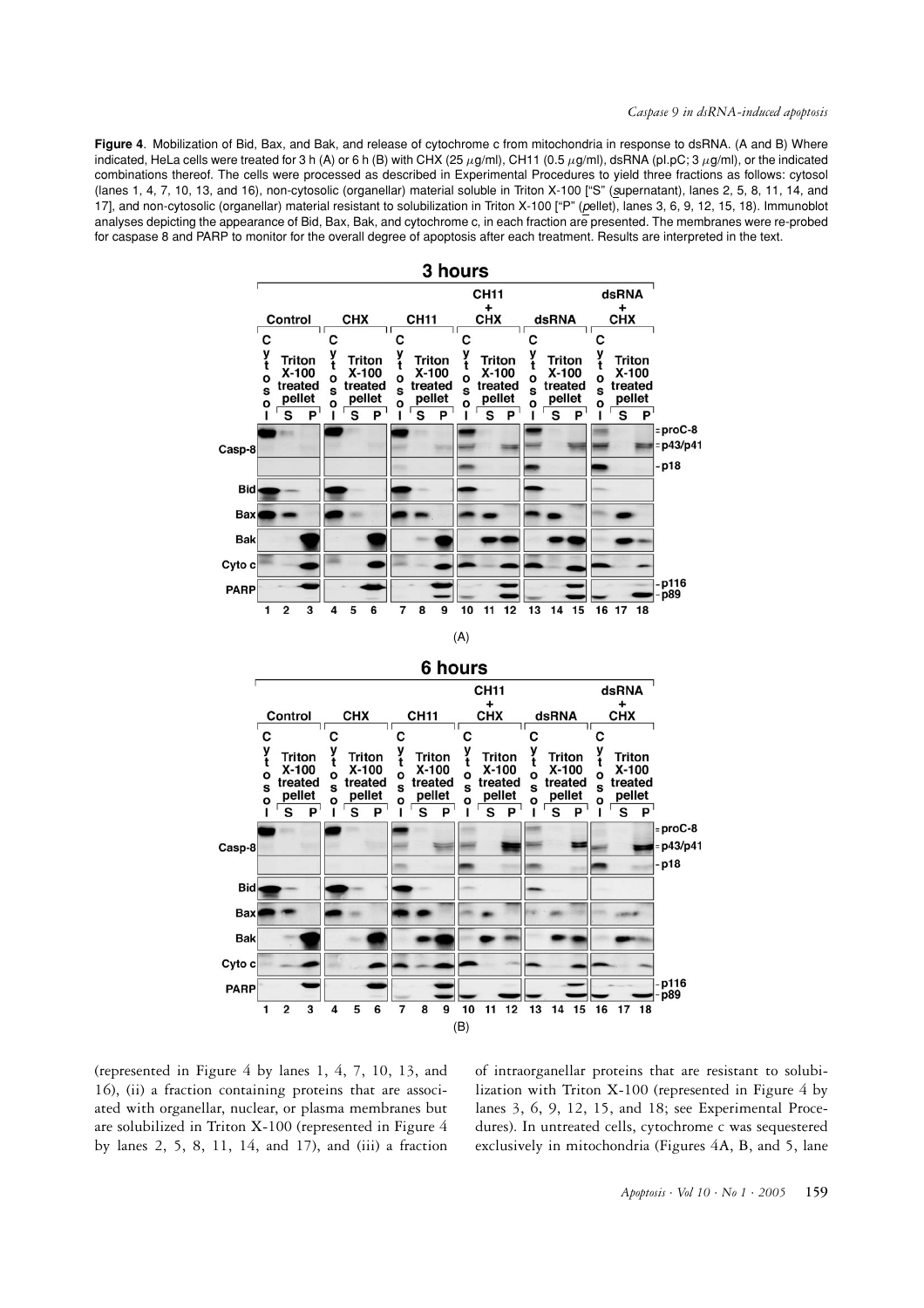**Figure 4**. Mobilization of Bid, Bax, and Bak, and release of cytochrome c from mitochondria in response to dsRNA. (A and B) Where indicated, HeLa cells were treated for 3 h (A) or 6 h (B) with CHX (25 $\mu$g/ml), CH11 (0.5 $\mu$g/ml), dsRNA (pI.pC; 3 $\mu$g/ml), or the indicated combinations thereof. The cells were processed as described in Experimental Procedures to yield three fractions as follows: cytosol (lanes 1, 4, 7, 10, 13, and 16), non-cytosolic (organellar) material soluble in Triton X-100 ["S" (supernatant), lanes 2, 5, 8, 11, 14, and 17], and non-cytosolic (organellar) material resistant to solubilization in Triton X-100 ["P" (pellet), lanes 3, 6, 9, 12, 15, 18). Immunoblot analyses depicting the appearance of Bid, Bax, Bak, and cytochrome c, in each fraction are presented. The membranes were re-probed for caspase 8 and PARP to monitor for the overall degree of apoptosis after each treatment. Results are interpreted in the text.

3 hours

Control | CHX | CH11 | CH11 + CHX | dsRNA | dsRNA + CHX

Cytosol | Triton X-100 treated pellet S P

Casp-8 | Bid | Bax | Bak | Cyto c | PARP

proC-8 | p43/p41 | p18 | p116 | p89

1 2 3 4 5 6 7 8 9 10 11 12 13 14 15 16 17 18

(A)

6 hours

Control | CHX | CH11 | CH11 + CHX | dsRNA | dsRNA + CHX

Cytosol | Triton X-100 treated pellet S P

Casp-8 | Bid | Bax | Bak | Cyto c | PARP

proC-8 | p43/p41 | p18 | p116 | p89

1 2 3 4 5 6 7 8 9 10 11 12 13 14 15 16 17 18

(B)

(represented in Figure 4 by lanes 1, 4, 7, 10, 13, and 16), (ii) a fraction containing proteins that are associated with organellar, nuclear, or plasma membranes but are solubilized in Triton X-100 (represented in Figure 4 by lanes 2, 5, 8, 11, 14, and 17), and (iii) a fraction of intraorganellar proteins that are resistant to solubilization with Triton X-100 (represented in Figure 4 by lanes 3, 6, 9, 12, 15, and 18; see Experimental Procedures). In untreated cells, cytochrome c was sequestered exclusively in mitochondria (Figures 4A, B, and 5, lane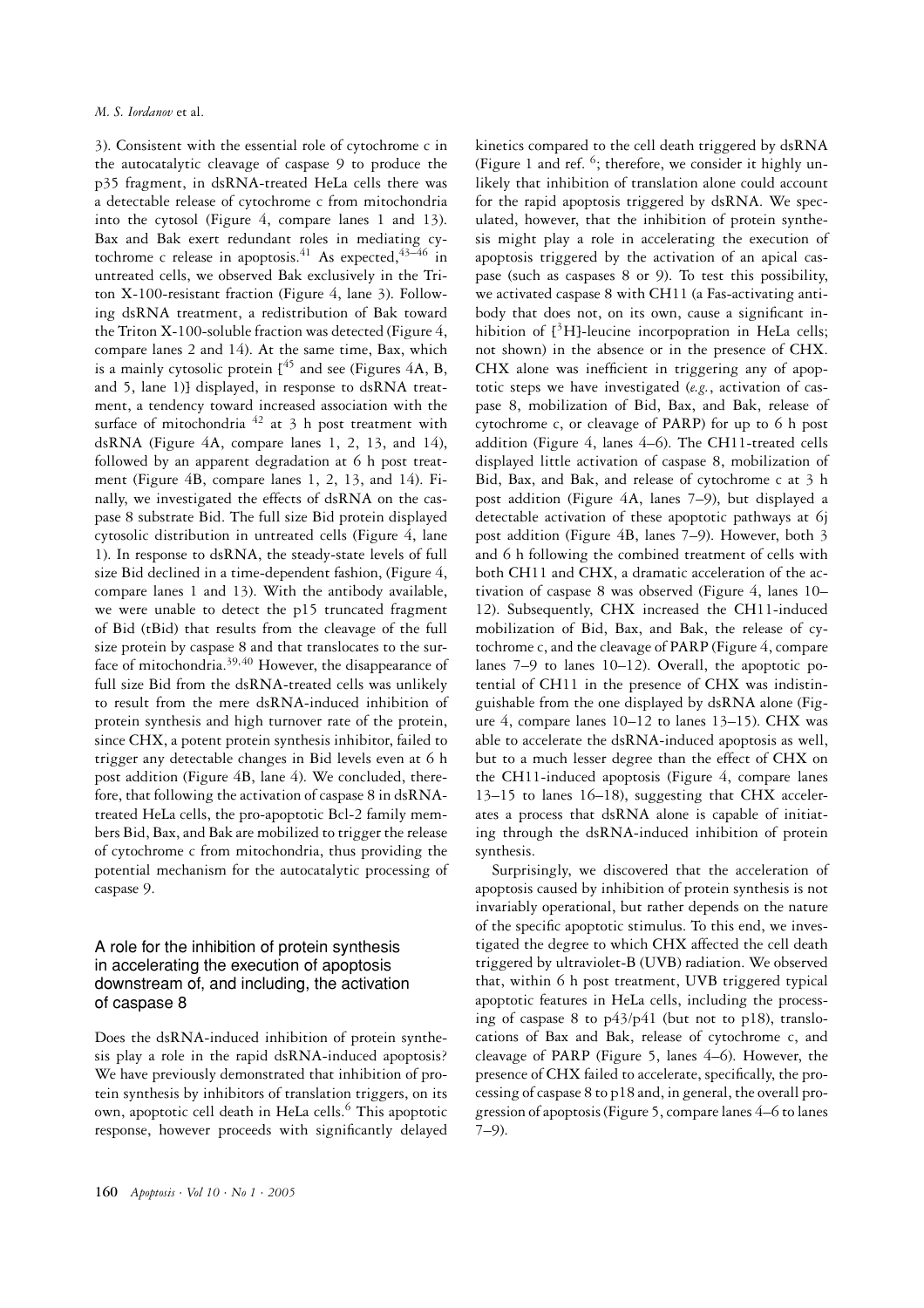3). Consistent with the essential role of cytochrome c in the autocatalytic cleavage of caspase 9 to produce the p35 fragment, in dsRNA-treated HeLa cells there was a detectable release of cytochrome c from mitochondria into the cytosol (Figure 4, compare lanes 1 and 13). Bax and Bak exert redundant roles in mediating cytochrome c release in apoptosis.[41] As expected,[43–46] in untreated cells, we observed Bak exclusively in the Triton X-100-resistant fraction (Figure 4, lane 3). Following dsRNA treatment, a redistribution of Bak toward the Triton X-100-soluble fraction was detected (Figure 4, compare lanes 2 and 14). At the same time, Bax, which is a mainly cytosolic protein [[45] and see (Figures 4A, B, and 5, lane 1)] displayed, in response to dsRNA treatment, a tendency toward increased association with the surface of mitochondria [42] at 3 h post treatment with dsRNA (Figure 4A, compare lanes 1, 2, 13, and 14), followed by an apparent degradation at 6 h post treatment (Figure 4B, compare lanes 1, 2, 13, and 14). Finally, we investigated the effects of dsRNA on the caspase 8 substrate Bid. The full size Bid protein displayed cytosolic distribution in untreated cells (Figure 4, lane 1). In response to dsRNA, the steady-state levels of full size Bid declined in a time-dependent fashion, (Figure 4, compare lanes 1 and 13). With the antibody available, we were unable to detect the p15 truncated fragment of Bid (tBid) that results from the cleavage of the full size protein by caspase 8 and that translocates to the surface of mitochondria.[39,40] However, the disappearance of full size Bid from the dsRNA-treated cells was unlikely to result from the mere dsRNA-induced inhibition of protein synthesis and high turnover rate of the protein, since CHX, a potent protein synthesis inhibitor, failed to trigger any detectable changes in Bid levels even at 6 h post addition (Figure 4B, lane 4). We concluded, therefore, that following the activation of caspase 8 in dsRNA-treated HeLa cells, the pro-apoptotic Bcl-2 family members Bid, Bax, and Bak are mobilized to trigger the release of cytochrome c from mitochondria, thus providing the potential mechanism for the autocatalytic processing of caspase 9.

### A role for the inhibition of protein synthesis in accelerating the execution of apoptosis downstream of, and including, the activation of caspase 8

Does the dsRNA-induced inhibition of protein synthesis play a role in the rapid dsRNA-induced apoptosis? We have previously demonstrated that inhibition of protein synthesis by inhibitors of translation triggers, on its own, apoptotic cell death in HeLa cells.[6] This apoptotic response, however proceeds with significantly delayed kinetics compared to the cell death triggered by dsRNA (Figure 1 and ref. [6]; therefore, we consider it highly unlikely that inhibition of translation alone could account for the rapid apoptosis triggered by dsRNA. We speculated, however, that the inhibition of protein synthesis might play a role in accelerating the execution of apoptosis triggered by the activation of an apical caspase (such as caspases 8 or 9). To test this possibility, we activated caspase 8 with CH11 (a Fas-activating antibody that does not, on its own, cause a significant inhibition of [$^3$H]-leucine incorpopration in HeLa cells; not shown) in the absence or in the presence of CHX. CHX alone was inefficient in triggering any of apoptotic steps we have investigated (*e.g.*, activation of caspase 8, mobilization of Bid, Bax, and Bak, release of cytochrome c, or cleavage of PARP) for up to 6 h post addition (Figure 4, lanes 4–6). The CH11-treated cells displayed little activation of caspase 8, mobilization of Bid, Bax, and Bak, and release of cytochrome c at 3 h post addition (Figure 4A, lanes 7–9), but displayed a detectable activation of these apoptotic pathways at 6j post addition (Figure 4B, lanes 7–9). However, both 3 and 6 h following the combined treatment of cells with both CH11 and CHX, a dramatic acceleration of the activation of caspase 8 was observed (Figure 4, lanes 10–12). Subsequently, CHX increased the CH11-induced mobilization of Bid, Bax, and Bak, the release of cytochrome c, and the cleavage of PARP (Figure 4, compare lanes 7–9 to lanes 10–12). Overall, the apoptotic potential of CH11 in the presence of CHX was indistinguishable from the one displayed by dsRNA alone (Figure 4, compare lanes 10–12 to lanes 13–15). CHX was able to accelerate the dsRNA-induced apoptosis as well, but to a much lesser degree than the effect of CHX on the CH11-induced apoptosis (Figure 4, compare lanes 13–15 to lanes 16–18), suggesting that CHX accelerates a process that dsRNA alone is capable of initiating through the dsRNA-induced inhibition of protein synthesis.

Surprisingly, we discovered that the acceleration of apoptosis caused by inhibition of protein synthesis is not invariably operational, but rather depends on the nature of the specific apoptotic stimulus. To this end, we investigated the degree to which CHX affected the cell death triggered by ultraviolet-B (UVB) radiation. We observed that, within 6 h post treatment, UVB triggered typical apoptotic features in HeLa cells, including the processing of caspase 8 to p43/p41 (but not to p18), translocations of Bax and Bak, release of cytochrome c, and cleavage of PARP (Figure 5, lanes 4–6). However, the presence of CHX failed to accelerate, specifically, the processing of caspase 8 to p18 and, in general, the overall progression of apoptosis (Figure 5, compare lanes 4–6 to lanes 7–9).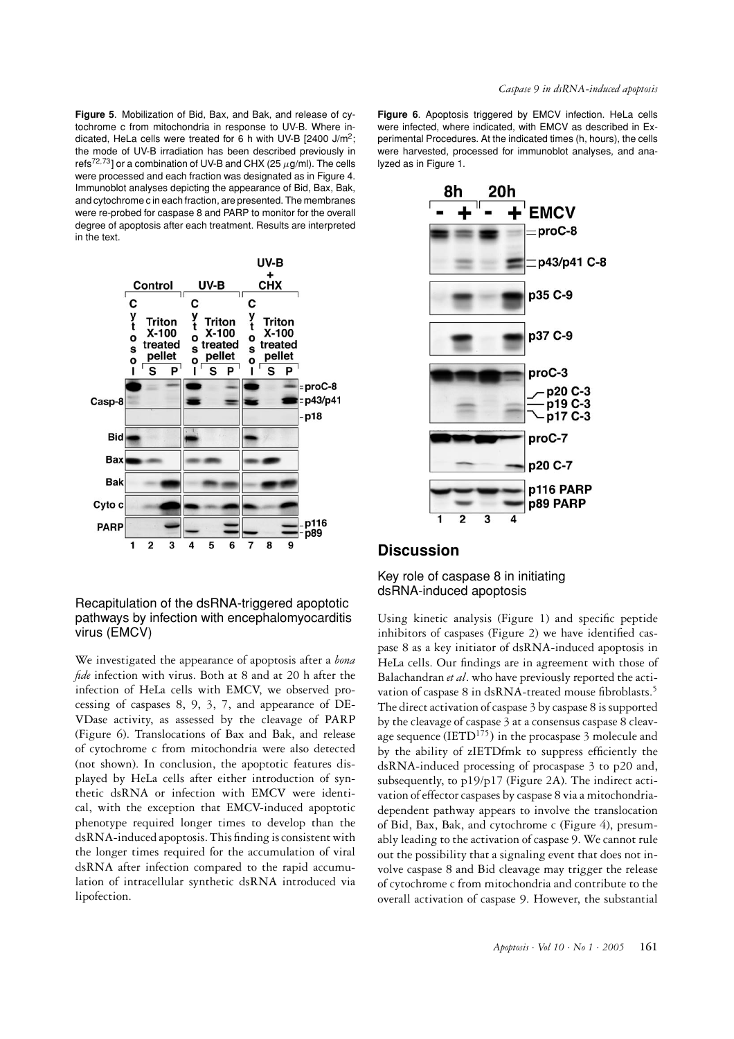**Figure 5**. Mobilization of Bid, Bax, and Bak, and release of cytochrome c from mitochondria in response to UV-B. Where indicated, HeLa cells were treated for 6 h with UV-B [2400 J/m$^2$; the mode of UV-B irradiation has been described previously in refs[72,73]] or a combination of UV-B and CHX (25 $\mu$g/ml). The cells were processed and each fraction was designated as in Figure 4. Immunoblot analyses depicting the appearance of Bid, Bax, Bak, and cytochrome c in each fraction, are presented. The membranes were re-probed for caspase 8 and PARP to monitor for the overall degree of apoptosis after each treatment. Results are interpreted in the text.

Control
UV-B
UV-B + CHX
Cytosol
Triton X-100 treated pellet
S P
Casp-8
proC-8
p43/p41
p18
Bid
Bax
Bak
Cyto c
PARP
p116
p89
1 2 3 4 5 6 7 8 9

**Figure 6**. Apoptosis triggered by EMCV infection. HeLa cells were infected, where indicated, with EMCV as described in Experimental Procedures. At the indicated times (h, hours), the cells were harvested, processed for immunoblot analyses, and analyzed as in Figure 1.

8h 20h
- + - + EMCV
proC-8
p43/p41 C-8
p35 C-9
p37 C-9
proC-3
p20 C-3
p19 C-3
p17 C-3
proC-7
p20 C-7
p116 PARP
p89 PARP
1 2 3 4

### Recapitulation of the dsRNA-triggered apoptotic pathways by infection with encephalomyocarditis virus (EMCV)

We investigated the appearance of apoptosis after a *bona fide* infection with virus. Both at 8 and at 20 h after the infection of HeLa cells with EMCV, we observed processing of caspases 8, 9, 3, 7, and appearance of DEVDase activity, as assessed by the cleavage of PARP (Figure 6). Translocations of Bax and Bak, and release of cytochrome c from mitochondria were also detected (not shown). In conclusion, the apoptotic features displayed by HeLa cells after either introduction of synthetic dsRNA or infection with EMCV were identical, with the exception that EMCV-induced apoptotic phenotype required longer times to develop than the dsRNA-induced apoptosis. This finding is consistent with the longer times required for the accumulation of viral dsRNA after infection compared to the rapid accumulation of intracellular synthetic dsRNA introduced via lipofection.

## Discussion

### Key role of caspase 8 in initiating dsRNA-induced apoptosis

Using kinetic analysis (Figure 1) and specific peptide inhibitors of caspases (Figure 2) we have identified caspase 8 as a key initiator of dsRNA-induced apoptosis in HeLa cells. Our findings are in agreement with those of Balachandran *et al*. who have previously reported the activation of caspase 8 in dsRNA-treated mouse fibroblasts.[5] The direct activation of caspase 3 by caspase 8 is supported by the cleavage of caspase 3 at a consensus caspase 8 cleavage sequence (IETD[175]) in the procaspase 3 molecule and by the ability of zIETDfmk to suppress efficiently the dsRNA-induced processing of procaspase 3 to p20 and, subsequently, to p19/p17 (Figure 2A). The indirect activation of effector caspases by caspase 8 via a mitochondria-dependent pathway appears to involve the translocation of Bid, Bax, Bak, and cytochrome c (Figure 4), presumably leading to the activation of caspase 9. We cannot rule out the possibility that a signaling event that does not involve caspase 8 and Bid cleavage may trigger the release of cytochrome c from mitochondria and contribute to the overall activation of caspase 9. However, the substantial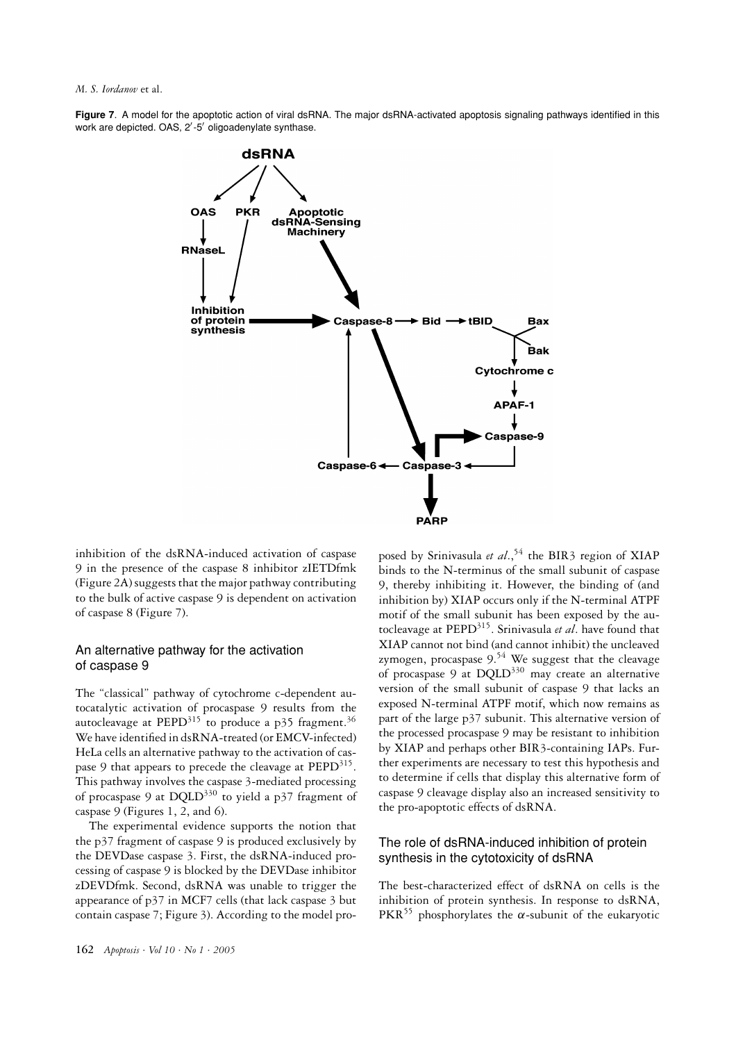**Figure 7**. A model for the apoptotic action of viral dsRNA. The major dsRNA-activated apoptosis signaling pathways identified in this work are depicted. OAS, 2′-5′ oligoadenylate synthase.

dsRNA
OAS
PKR
Apoptotic dsRNA-Sensing Machinery
RNaseL
Inhibition of protein synthesis
Caspase-8
Bid
tBID
Bax
Bak
Cytochrome c
APAF-1
Caspase-9
Caspase-6
Caspase-3
PARP

inhibition of the dsRNA-induced activation of caspase 9 in the presence of the caspase 8 inhibitor zIETDfmk (Figure 2A) suggests that the major pathway contributing to the bulk of active caspase 9 is dependent on activation of caspase 8 (Figure 7).

## An alternative pathway for the activation of caspase 9

The "classical" pathway of cytochrome c-dependent autocatalytic activation of procaspase 9 results from the autocleavage at PEPD[315] to produce a p35 fragment.[36] We have identified in dsRNA-treated (or EMCV-infected) HeLa cells an alternative pathway to the activation of caspase 9 that appears to precede the cleavage at PEPD[315]. This pathway involves the caspase 3-mediated processing of procaspase 9 at DQLD[330] to yield a p37 fragment of caspase 9 (Figures 1, 2, and 6).

The experimental evidence supports the notion that the p37 fragment of caspase 9 is produced exclusively by the DEVDase caspase 3. First, the dsRNA-induced processing of caspase 9 is blocked by the DEVDase inhibitor zDEVDfmk. Second, dsRNA was unable to trigger the appearance of p37 in MCF7 cells (that lack caspase 3 but contain caspase 7; Figure 3). According to the model proposed by Srinivasula *et al.*,[54] the BIR3 region of XIAP binds to the N-terminus of the small subunit of caspase 9, thereby inhibiting it. However, the binding of (and inhibition by) XIAP occurs only if the N-terminal ATPF motif of the small subunit has been exposed by the autocleavage at PEPD[315]. Srinivasula *et al*. have found that XIAP cannot not bind (and cannot inhibit) the uncleaved zymogen, procaspase 9.[54] We suggest that the cleavage of procaspase 9 at DQLD[330] may create an alternative version of the small subunit of caspase 9 that lacks an exposed N-terminal ATPF motif, which now remains as part of the large p37 subunit. This alternative version of the processed procaspase 9 may be resistant to inhibition by XIAP and perhaps other BIR3-containing IAPs. Further experiments are necessary to test this hypothesis and to determine if cells that display this alternative form of caspase 9 cleavage display also an increased sensitivity to the pro-apoptotic effects of dsRNA.

## The role of dsRNA-induced inhibition of protein synthesis in the cytotoxicity of dsRNA

The best-characterized effect of dsRNA on cells is the inhibition of protein synthesis. In response to dsRNA, PKR[55] phosphorylates the $\alpha$-subunit of the eukaryotic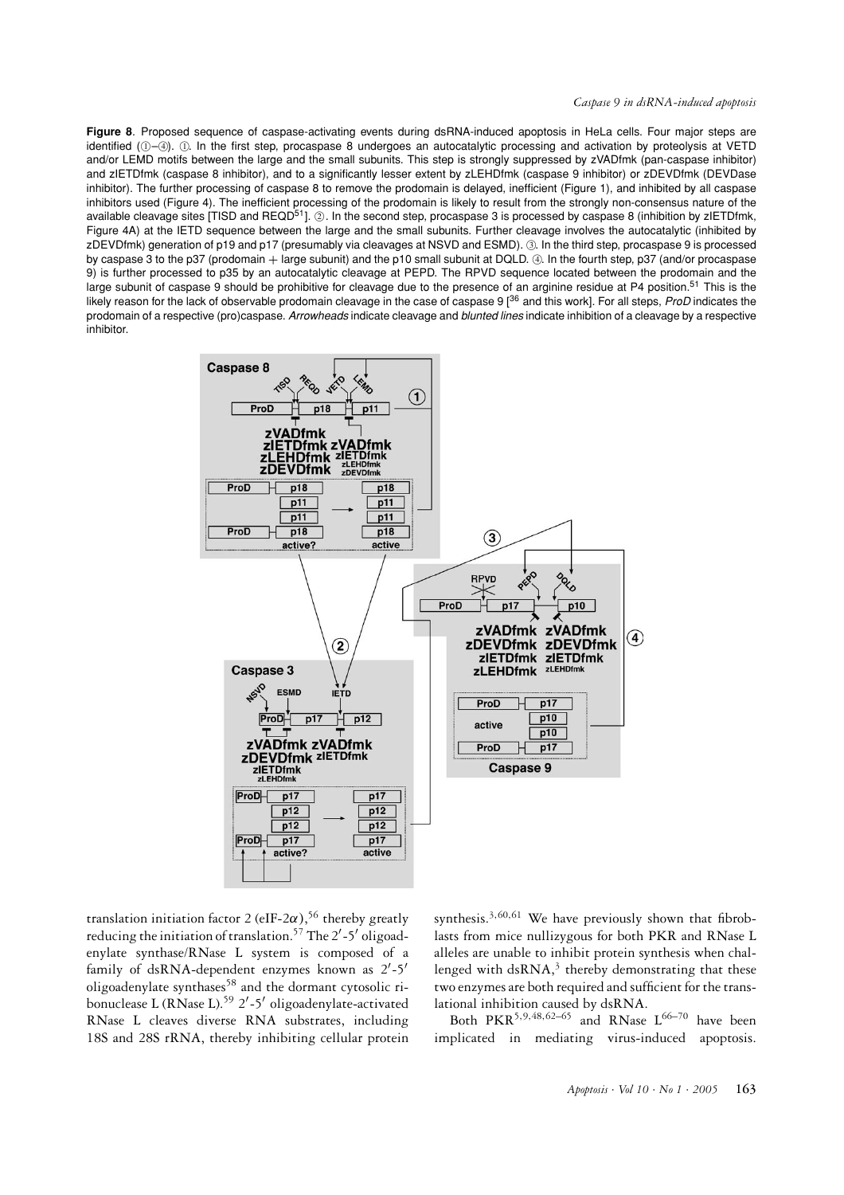**Figure 8**. Proposed sequence of caspase-activating events during dsRNA-induced apoptosis in HeLa cells. Four major steps are identified (①–④). ①. In the first step, procaspase 8 undergoes an autocatalytic processing and activation by proteolysis at VETD and/or LEMD motifs between the large and the small subunits. This step is strongly suppressed by zVADfmk (pan-caspase inhibitor) and zIETDfmk (caspase 8 inhibitor), and to a significantly lesser extent by zLEHDfmk (caspase 9 inhibitor) or zDEVDfmk (DEVDase inhibitor). The further processing of caspase 8 to remove the prodomain is delayed, inefficient (Figure 1), and inhibited by all caspase inhibitors used (Figure 4). The inefficient processing of the prodomain is likely to result from the strongly non-consensus nature of the available cleavage sites [TISD and REQD[51]]. ②. In the second step, procaspase 3 is processed by caspase 8 (inhibition by zIETDfmk, Figure 4A) at the IETD sequence between the large and the small subunits. Further cleavage involves the autocatalytic (inhibited by zDEVDfmk) generation of p19 and p17 (presumably via cleavages at NSVD and ESMD). ③. In the third step, procaspase 9 is processed by caspase 3 to the p37 (prodomain + large subunit) and the p10 small subunit at DQLD. ④. In the fourth step, p37 (and/or procaspase 9) is further processed to p35 by an autocatalytic cleavage at PEPD. The RPVD sequence located between the prodomain and the large subunit of caspase 9 should be prohibitive for cleavage due to the presence of an arginine residue at P4 position.[51] This is the likely reason for the lack of observable prodomain cleavage in the case of caspase 9 [[36] and this work]. For all steps, *ProD* indicates the prodomain of a respective (pro)caspase. *Arrowheads* indicate cleavage and *blunted lines* indicate inhibition of a cleavage by a respective inhibitor.

Caspase 8
TISD REQD VETD LEMD
ProD p18 p11
zVADfmk
zIETDfmk zVADfmk
zLEHDfmk zIETDfmk
zDEVDfmk zLEHDfmk zDEVDfmk
ProD p18 p11 p11 ProD p18 active?
p18 p11 p11 p18 active
① ② ③ ④

Caspase 3
NSVD ESMD IETD
ProD p17 p12
zVADfmk zVADfmk
zDEVDfmk zIETDfmk
zIETDfmk
zLEHDfmk
ProD p17 p12 p12 ProD p17 active?
p17 p12 p12 p17 active

RPVD PEPD DQLD
ProD p17 p10
zVADfmk zVADfmk
zDEVDfmk zDEVDfmk
zIETDfmk zIETDfmk
zLEHDfmk zLEHDfmk
ProD p17 active p10 p10 ProD p17
Caspase 9

translation initiation factor 2 (eIF-2$\alpha$),[56] thereby greatly reducing the initiation of translation.[57] The 2′-5′ oligoadenylate synthase/RNase L system is composed of a family of dsRNA-dependent enzymes known as 2′-5′ oligoadenylate synthases[58] and the dormant cytosolic ribonuclease L (RNase L).[59] 2′-5′ oligoadenylate-activated RNase L cleaves diverse RNA substrates, including 18S and 28S rRNA, thereby inhibiting cellular protein synthesis.[3,60,61] We have previously shown that fibroblasts from mice nullizygous for both PKR and RNase L alleles are unable to inhibit protein synthesis when challenged with dsRNA,[3] thereby demonstrating that these two enzymes are both required and sufficient for the translational inhibition caused by dsRNA.

Both PKR[5,9,48,62–65] and RNase L[66–70] have been implicated in mediating virus-induced apoptosis.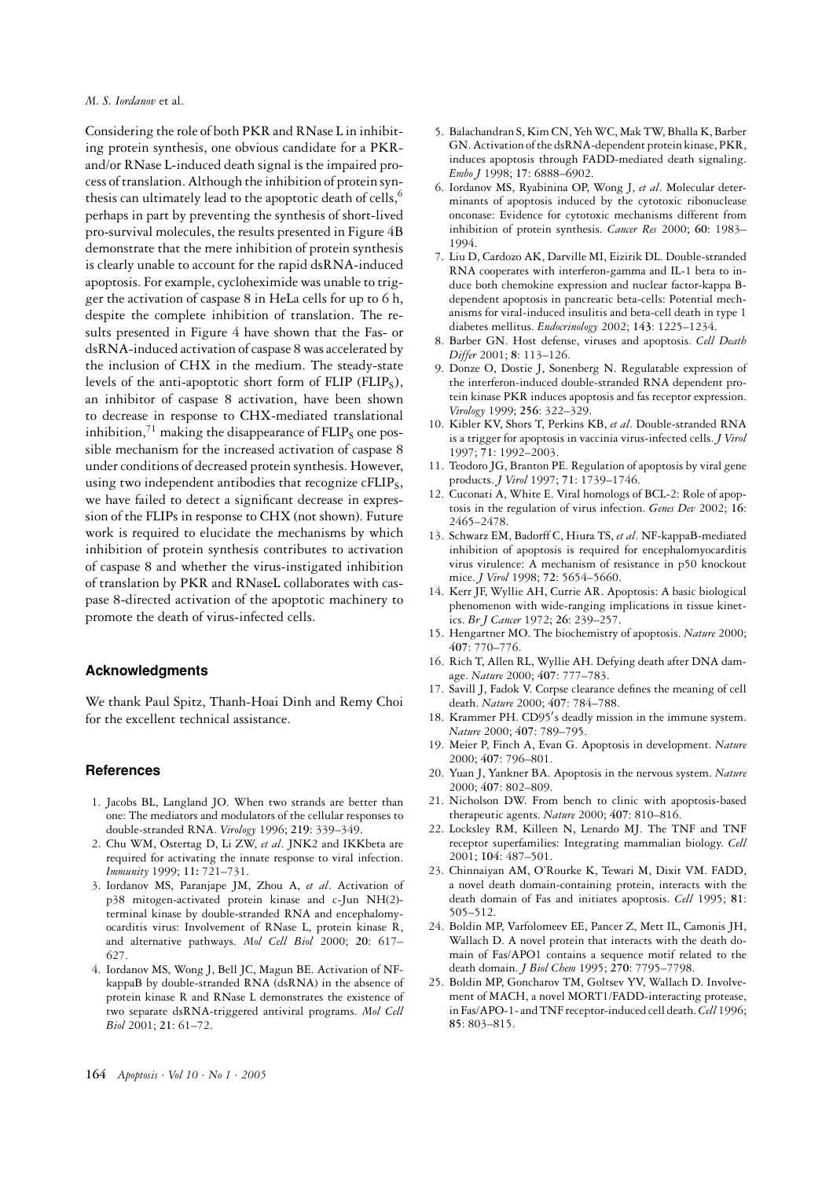Considering the role of both PKR and RNase L in inhibiting protein synthesis, one obvious candidate for a PKR-and/or RNase L-induced death signal is the impaired process of translation. Although the inhibition of protein synthesis can ultimately lead to the apoptotic death of cells,[6] perhaps in part by preventing the synthesis of short-lived pro-survival molecules, the results presented in Figure 4B demonstrate that the mere inhibition of protein synthesis is clearly unable to account for the rapid dsRNA-induced apoptosis. For example, cycloheximide was unable to trigger the activation of caspase 8 in HeLa cells for up to 6 h, despite the complete inhibition of translation. The results presented in Figure 4 have shown that the Fas- or dsRNA-induced activation of caspase 8 was accelerated by the inclusion of CHX in the medium. The steady-state levels of the anti-apoptotic short form of FLIP ($FLIP_S$), an inhibitor of caspase 8 activation, have been shown to decrease in response to CHX-mediated translational inhibition,[71] making the disappearance of $FLIP_S$ one possible mechanism for the increased activation of caspase 8 under conditions of decreased protein synthesis. However, using two independent antibodies that recognize $cFLIP_S$, we have failed to detect a significant decrease in expression of the FLIPs in response to CHX (not shown). Future work is required to elucidate the mechanisms by which inhibition of protein synthesis contributes to activation of caspase 8 and whether the virus-instigated inhibition of translation by PKR and RNaseL collaborates with caspase 8-directed activation of the apoptotic machinery to promote the death of virus-infected cells.

## Acknowledgments

We thank Paul Spitz, Thanh-Hoai Dinh and Remy Choi for the excellent technical assistance.

## References

1. Jacobs BL, Langland JO. When two strands are better than one: The mediators and modulators of the cellular responses to double-stranded RNA. *Virology* 1996; **219**: 339–349.
2. Chu WM, Ostertag D, Li ZW, *et al*. JNK2 and IKKbeta are required for activating the innate response to viral infection. *Immunity* 1999; **11**: 721–731.
3. Iordanov MS, Paranjape JM, Zhou A, *et al*. Activation of p38 mitogen-activated protein kinase and c-Jun NH(2)-terminal kinase by double-stranded RNA and encephalomyocarditis virus: Involvement of RNase L, protein kinase R, and alternative pathways. *Mol Cell Biol* 2000; **20**: 617–627.
4. Iordanov MS, Wong J, Bell JC, Magun BE. Activation of NF-kappaB by double-stranded RNA (dsRNA) in the absence of protein kinase R and RNase L demonstrates the existence of two separate dsRNA-triggered antiviral programs. *Mol Cell Biol* 2001; **21**: 61–72.
5. Balachandran S, Kim CN, Yeh WC, Mak TW, Bhalla K, Barber GN. Activation of the dsRNA-dependent protein kinase, PKR, induces apoptosis through FADD-mediated death signaling. *Embo J* 1998; **17**: 6888–6902.
6. Iordanov MS, Ryabinina OP, Wong J, *et al*. Molecular determinants of apoptosis induced by the cytotoxic ribonuclease onconase: Evidence for cytotoxic mechanisms different from inhibition of protein synthesis. *Cancer Res* 2000; **60**: 1983–1994.
7. Liu D, Cardozo AK, Darville MI, Eizirik DL. Double-stranded RNA cooperates with interferon-gamma and IL-1 beta to induce both chemokine expression and nuclear factor-kappa B-dependent apoptosis in pancreatic beta-cells: Potential mechanisms for viral-induced insulitis and beta-cell death in type 1 diabetes mellitus. *Endocrinology* 2002; **143**: 1225–1234.
8. Barber GN. Host defense, viruses and apoptosis. *Cell Death Differ* 2001; **8**: 113–126.
9. Donze O, Dostie J, Sonenberg N. Regulatable expression of the interferon-induced double-stranded RNA dependent protein kinase PKR induces apoptosis and fas receptor expression. *Virology* 1999; **256**: 322–329.
10. Kibler KV, Shors T, Perkins KB, *et al*. Double-stranded RNA is a trigger for apoptosis in vaccinia virus-infected cells. *J Virol* 1997; **71**: 1992–2003.
11. Teodoro JG, Branton PE. Regulation of apoptosis by viral gene products. *J Virol* 1997; **71**: 1739–1746.
12. Cuconati A, White E. Viral homologs of BCL-2: Role of apoptosis in the regulation of virus infection. *Genes Dev* 2002; **16**: 2465–2478.
13. Schwarz EM, Badorff C, Hiura TS, *et al*. NF-kappaB-mediated inhibition of apoptosis is required for encephalomyocarditis virus virulence: A mechanism of resistance in p50 knockout mice. *J Virol* 1998; **72**: 5654–5660.
14. Kerr JF, Wyllie AH, Currie AR. Apoptosis: A basic biological phenomenon with wide-ranging implications in tissue kinetics. *Br J Cancer* 1972; **26**: 239–257.
15. Hengartner MO. The biochemistry of apoptosis. *Nature* 2000; **407**: 770–776.
16. Rich T, Allen RL, Wyllie AH. Defying death after DNA damage. *Nature* 2000; **407**: 777–783.
17. Savill J, Fadok V. Corpse clearance defines the meaning of cell death. *Nature* 2000; **407**: 784–788.
18. Krammer PH. CD95′s deadly mission in the immune system. *Nature* 2000; **407**: 789–795.
19. Meier P, Finch A, Evan G. Apoptosis in development. *Nature* 2000; **407**: 796–801.
20. Yuan J, Yankner BA. Apoptosis in the nervous system. *Nature* 2000; **407**: 802–809.
21. Nicholson DW. From bench to clinic with apoptosis-based therapeutic agents. *Nature* 2000; **407**: 810–816.
22. Locksley RM, Killeen N, Lenardo MJ. The TNF and TNF receptor superfamilies: Integrating mammalian biology. *Cell* 2001; **104**: 487–501.
23. Chinnaiyan AM, O'Rourke K, Tewari M, Dixit VM. FADD, a novel death domain-containing protein, interacts with the death domain of Fas and initiates apoptosis. *Cell* 1995; **81**: 505–512.
24. Boldin MP, Varfolomeev EE, Pancer Z, Mett IL, Camonis JH, Wallach D. A novel protein that interacts with the death domain of Fas/APO1 contains a sequence motif related to the death domain. *J Biol Chem* 1995; **270**: 7795–7798.
25. Boldin MP, Goncharov TM, Goltsev YV, Wallach D. Involvement of MACH, a novel MORT1/FADD-interacting protease, in Fas/APO-1- and TNF receptor-induced cell death. *Cell* 1996; **85**: 803–815.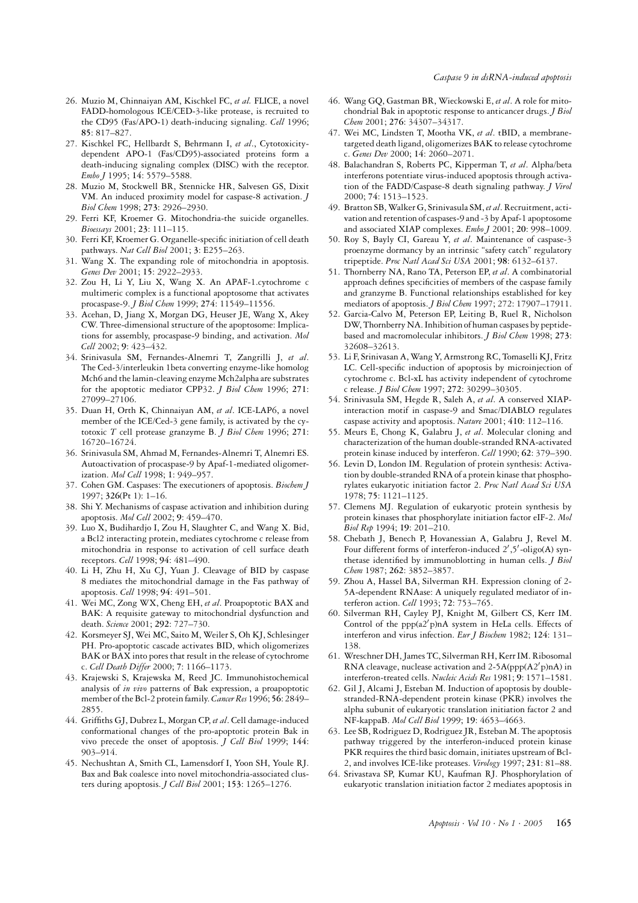26. Muzio M, Chinnaiyan AM, Kischkel FC, *et al.* FLICE, a novel FADD-homologous ICE/CED-3-like protease, is recruited to the CD95 (Fas/APO-1) death-inducing signaling. *Cell* 1996; **85**: 817–827.
27. Kischkel FC, Hellbardt S, Behrmann I, *et al*., Cytotoxicity-dependent APO-1 (Fas/CD95)-associated proteins form a death-inducing signaling complex (DISC) with the receptor. *Embo J* 1995; 14: 5579–5588.
28. Muzio M, Stockwell BR, Stennicke HR, Salvesen GS, Dixit VM. An induced proximity model for caspase-8 activation. *J Biol Chem* 1998; **273**: 2926–2930.
29. Ferri KF, Kroemer G. Mitochondria-the suicide organelles. *Bioessays* 2001; **23**: 111–115.
30. Ferri KF, Kroemer G. Organelle-specific initiation of cell death pathways. *Nat Cell Biol* 2001; **3**: E255–263.
31. Wang X. The expanding role of mitochondria in apoptosis. *Genes Dev* 2001; **15**: 2922–2933.
32. Zou H, Li Y, Liu X, Wang X. An APAF-1.cytochrome c multimeric complex is a functional apoptosome that activates procaspase-9. *J Biol Chem* 1999; **274**: 11549–11556.
33. Acehan, D, Jiang X, Morgan DG, Heuser JE, Wang X, Akey CW. Three-dimensional structure of the apoptosome: Implications for assembly, procaspase-9 binding, and activation. *Mol Cell* 2002; **9**: 423–432.
34. Srinivasula SM, Fernandes-Alnemri T, Zangrilli J, *et al*. The Ced-3/interleukin 1beta converting enzyme-like homolog Mch6 and the lamin-cleaving enzyme Mch2alpha are substrates for the apoptotic mediator CPP32. *J Biol Chem* 1996; **271**: 27099–27106.
35. Duan H, Orth K, Chinnaiyan AM, *et al*. ICE-LAP6, a novel member of the ICE/Ced-3 gene family, is activated by the cytotoxic *T* cell protease granzyme B. *J Biol Chem* 1996; **271**: 16720–16724.
36. Srinivasula SM, Ahmad M, Fernandes-Alnemri T, Alnemri ES. Autoactivation of procaspase-9 by Apaf-1-mediated oligomerization. *Mol Cell* 1998; **1**: 949–957.
37. Cohen GM. Caspases: The executioners of apoptosis. *Biochem J* 1997; **326**(Pt 1): 1–16.
38. Shi Y. Mechanisms of caspase activation and inhibition during apoptosis. *Mol Cell* 2002; **9**: 459–470.
39. Luo X, Budihardjo I, Zou H, Slaughter C, and Wang X. Bid, a Bcl2 interacting protein, mediates cytochrome c release from mitochondria in response to activation of cell surface death receptors. *Cell* 1998; **94**: 481–490.
40. Li H, Zhu H, Xu CJ, Yuan J. Cleavage of BID by caspase 8 mediates the mitochondrial damage in the Fas pathway of apoptosis. *Cell* 1998; **94**: 491–501.
41. Wei MC, Zong WX, Cheng EH, *et al*. Proapoptotic BAX and BAK: A requisite gateway to mitochondrial dysfunction and death. *Science* 2001; **292**: 727–730.
42. Korsmeyer SJ, Wei MC, Saito M, Weiler S, Oh KJ, Schlesinger PH. Pro-apoptotic cascade activates BID, which oligomerizes BAK or BAX into pores that result in the release of cytochrome c. *Cell Death Differ* 2000; **7**: 1166–1173.
43. Krajewski S, Krajewska M, Reed JC. Immunohistochemical analysis of *in vivo* patterns of Bak expression, a proapoptotic member of the Bcl-2 protein family. *Cancer Res* 1996; **56**: 2849–2855.
44. Griffiths GJ, Dubrez L, Morgan CP, *et al*. Cell damage-induced conformational changes of the pro-apoptotic protein Bak in vivo precede the onset of apoptosis. *J Cell Biol* 1999; **144**: 903–914.
45. Nechushtan A, Smith CL, Lamensdorf I, Yoon SH, Youle RJ. Bax and Bak coalesce into novel mitochondria-associated clusters during apoptosis. *J Cell Biol* 2001; **153**: 1265–1276.
46. Wang GQ, Gastman BR, Wieckowski E, *et al*. A role for mitochondrial Bak in apoptotic response to anticancer drugs. *J Biol Chem* 2001; **276**: 34307–34317.
47. Wei MC, Lindsten T, Mootha VK, *et al*. tBID, a membrane-targeted death ligand, oligomerizes BAK to release cytochrome c. *Genes Dev* 2000; **14**: 2060–2071.
48. Balachandran S, Roberts PC, Kipperman T, *et al*. Alpha/beta interferons potentiate virus-induced apoptosis through activation of the FADD/Caspase-8 death signaling pathway. *J Virol* 2000; **74**: 1513–1523.
49. Bratton SB, Walker G, Srinivasula SM, *et al*. Recruitment, activation and retention of caspases-9 and -3 by Apaf-1 apoptosome and associated XIAP complexes. *Embo J* 2001; **20**: 998–1009.
50. Roy S, Bayly CI, Gareau Y, *et al*. Maintenance of caspase-3 proenzyme dormancy by an intrinsic "safety catch" regulatory tripeptide. *Proc Natl Acad Sci USA* 2001; **98**: 6132–6137.
51. Thornberry NA, Rano TA, Peterson EP, *et al*. A combinatorial approach defines specificities of members of the caspase family and granzyme B. Functional relationships established for key mediators of apoptosis. *J Biol Chem* 1997; 272: 17907–17911.
52. Garcia-Calvo M, Peterson EP, Leiting B, Ruel R, Nicholson DW, Thornberry NA. Inhibition of human caspases by peptide-based and macromolecular inhibitors. *J Biol Chem* 1998; **273**: 32608–32613.
53. Li F, Srinivasan A, Wang Y, Armstrong RC, Tomaselli KJ, Fritz LC. Cell-specific induction of apoptosis by microinjection of cytochrome c. Bcl-xL has activity independent of cytochrome c release. *J Biol Chem* 1997; **272**: 30299–30305.
54. Srinivasula SM, Hegde R, Saleh A, *et al*. A conserved XIAP-interaction motif in caspase-9 and Smac/DIABLO regulates caspase activity and apoptosis. *Nature* 2001; **410**: 112–116.
55. Meurs E, Chong K, Galabru J, *et al*. Molecular cloning and characterization of the human double-stranded RNA-activated protein kinase induced by interferon. *Cell* 1990; **62**: 379–390.
56. Levin D, London IM. Regulation of protein synthesis: Activation by double-stranded RNA of a protein kinase that phosphorylates eukaryotic initiation factor 2. *Proc Natl Acad Sci USA* 1978; **75**: 1121–1125.
57. Clemens MJ. Regulation of eukaryotic protein synthesis by protein kinases that phosphorylate initiation factor eIF-2. *Mol Biol Rep* 1994; **19**: 201–210.
58. Chebath J, Benech P, Hovanessian A, Galabru J, Revel M. Four different forms of interferon-induced 2′,5′-oligo(A) synthetase identified by immunoblotting in human cells. *J Biol Chem* 1987; **262**: 3852–3857.
59. Zhou A, Hassel BA, Silverman RH. Expression cloning of 2-5A-dependent RNAase: A uniquely regulated mediator of interferon action. *Cell* 1993; **72**: 753–765.
60. Silverman RH, Cayley PJ, Knight M, Gilbert CS, Kerr IM. Control of the ppp(a2′p)nA system in HeLa cells. Effects of interferon and virus infection. *Eur J Biochem* 1982; **124**: 131–138.
61. Wreschner DH, James TC, Silverman RH, Kerr IM. Ribosomal RNA cleavage, nuclease activation and 2-5A(ppp(A2′p)nA) in interferon-treated cells. *Nucleic Acids Res* 1981; **9**: 1571–1581.
62. Gil J, Alcami J, Esteban M. Induction of apoptosis by double-stranded-RNA-dependent protein kinase (PKR) involves the alpha subunit of eukaryotic translation initiation factor 2 and NF-kappaB. *Mol Cell Biol* 1999; **19**: 4653–4663.
63. Lee SB, Rodriguez D, Rodriguez JR, Esteban M. The apoptosis pathway triggered by the interferon-induced protein kinase PKR requires the third basic domain, initiates upstream of Bcl-2, and involves ICE-like proteases. *Virology* 1997; **231**: 81–88.
64. Srivastava SP, Kumar KU, Kaufman RJ. Phosphorylation of eukaryotic translation initiation factor 2 mediates apoptosis in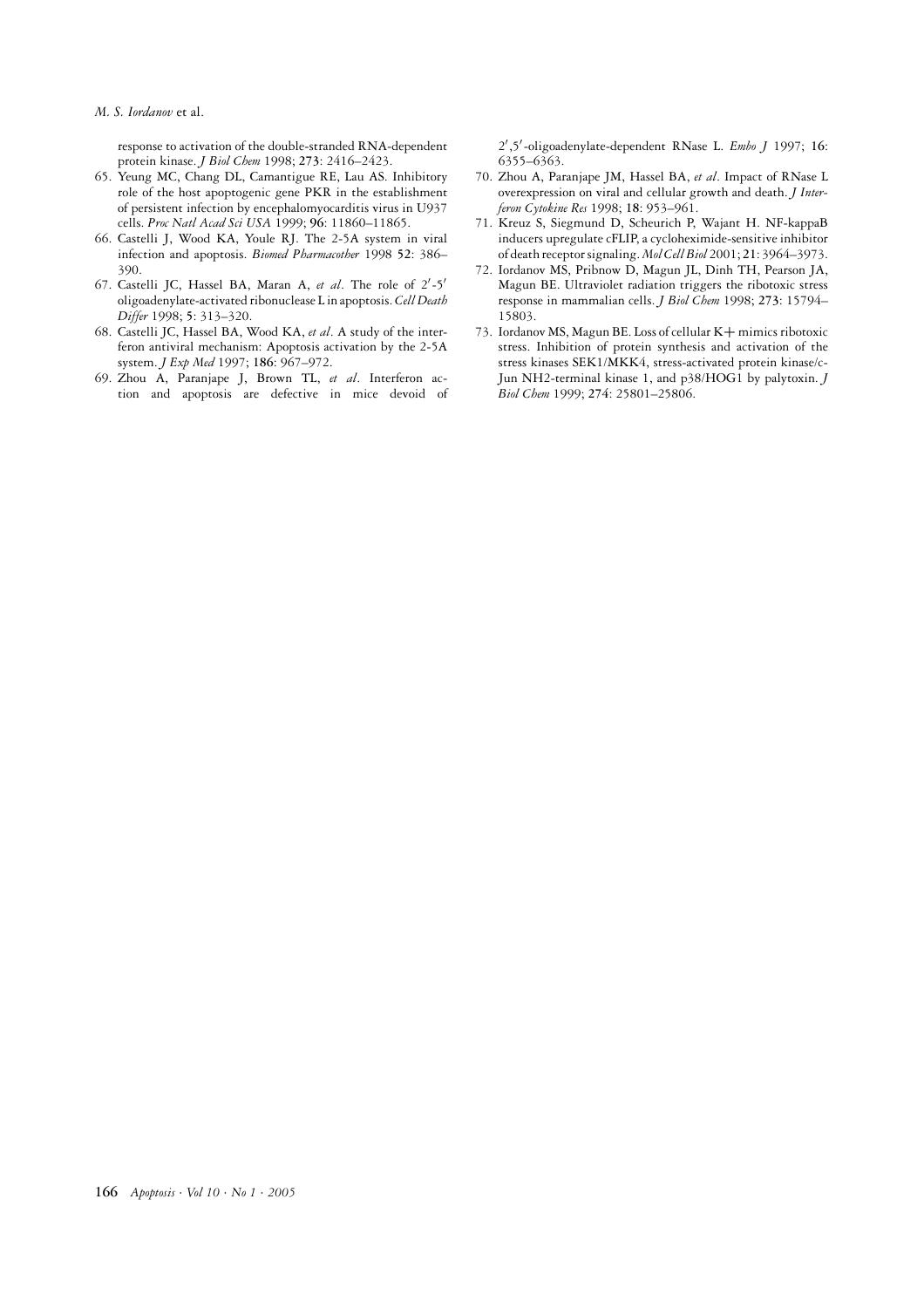response to activation of the double-stranded RNA-dependent protein kinase. *J Biol Chem* 1998; **273**: 2416–2423.

65. Yeung MC, Chang DL, Camantigue RE, Lau AS. Inhibitory role of the host apoptogenic gene PKR in the establishment of persistent infection by encephalomyocarditis virus in U937 cells. *Proc Natl Acad Sci USA* 1999; **96**: 11860–11865.
66. Castelli J, Wood KA, Youle RJ. The 2-5A system in viral infection and apoptosis. *Biomed Pharmacother* 1998 **52**: 386–390.
67. Castelli JC, Hassel BA, Maran A, *et al*. The role of 2′-5′ oligoadenylate-activated ribonuclease L in apoptosis. *Cell Death Differ* 1998; **5**: 313–320.
68. Castelli JC, Hassel BA, Wood KA, *et al*. A study of the interferon antiviral mechanism: Apoptosis activation by the 2-5A system. *J Exp Med* 1997; **186**: 967–972.
69. Zhou A, Paranjape J, Brown TL, *et al*. Interferon action and apoptosis are defective in mice devoid of 2′,5′-oligoadenylate-dependent RNase L. *Embo J* 1997; **16**: 6355–6363.
70. Zhou A, Paranjape JM, Hassel BA, *et al*. Impact of RNase L overexpression on viral and cellular growth and death. *J Interferon Cytokine Res* 1998; **18**: 953–961.
71. Kreuz S, Siegmund D, Scheurich P, Wajant H. NF-kappaB inducers upregulate cFLIP, a cycloheximide-sensitive inhibitor of death receptor signaling. *Mol Cell Biol* 2001; **21**: 3964–3973.
72. Iordanov MS, Pribnow D, Magun JL, Dinh TH, Pearson JA, Magun BE. Ultraviolet radiation triggers the ribotoxic stress response in mammalian cells. *J Biol Chem* 1998; **273**: 15794–15803.
73. Iordanov MS, Magun BE. Loss of cellular $K^+$ mimics ribotoxic stress. Inhibition of protein synthesis and activation of the stress kinases SEK1/MKK4, stress-activated protein kinase/c-Jun NH2-terminal kinase 1, and p38/HOG1 by palytoxin. *J Biol Chem* 1999; **274**: 25801–25806.